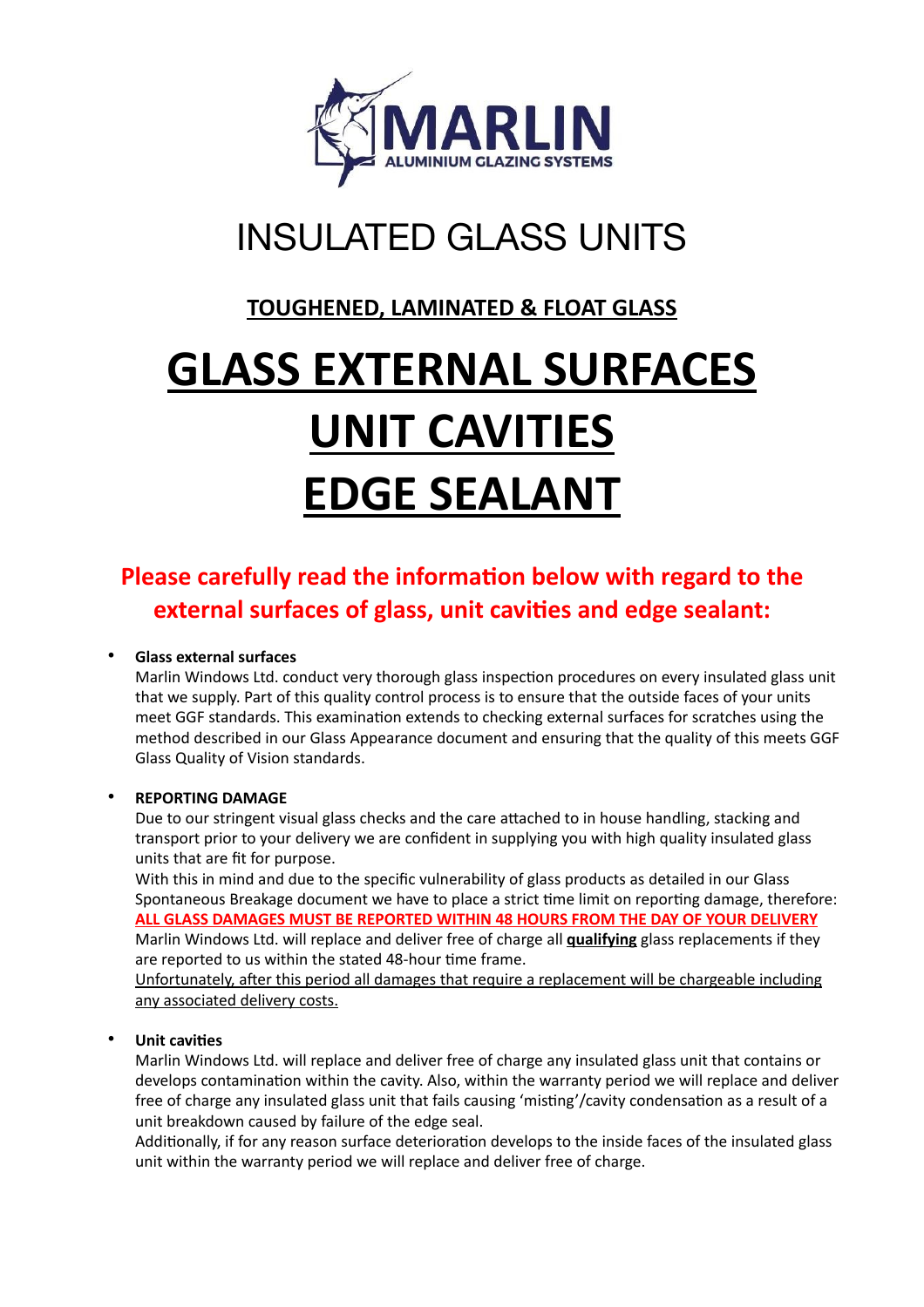MARLIN
ALUMINIUM GLAZING SYSTEMS

# INSULATED GLASS UNITS

## TOUGHENED, LAMINATED & FLOAT GLASS

# GLASS EXTERNAL SURFACES
# UNIT CAVITIES
# EDGE SEALANT

## Please carefully read the information below with regard to the external surfaces of glass, unit cavities and edge sealant:

- **Glass external surfaces**
  Marlin Windows Ltd. conduct very thorough glass inspection procedures on every insulated glass unit that we supply. Part of this quality control process is to ensure that the outside faces of your units meet GGF standards. This examination extends to checking external surfaces for scratches using the method described in our Glass Appearance document and ensuring that the quality of this meets GGF Glass Quality of Vision standards.

- **REPORTING DAMAGE**
  Due to our stringent visual glass checks and the care attached to in house handling, stacking and transport prior to your delivery we are confident in supplying you with high quality insulated glass units that are fit for purpose.
  With this in mind and due to the specific vulnerability of glass products as detailed in our Glass Spontaneous Breakage document we have to place a strict time limit on reporting damage, therefore:
  ALL GLASS DAMAGES MUST BE REPORTED WITHIN 48 HOURS FROM THE DAY OF YOUR DELIVERY
  Marlin Windows Ltd. will replace and deliver free of charge all **qualifying** glass replacements if they are reported to us within the stated 48-hour time frame.
  Unfortunately, after this period all damages that require a replacement will be chargeable including any associated delivery costs.

- **Unit cavities**
  Marlin Windows Ltd. will replace and deliver free of charge any insulated glass unit that contains or develops contamination within the cavity. Also, within the warranty period we will replace and deliver free of charge any insulated glass unit that fails causing 'misting'/cavity condensation as a result of a unit breakdown caused by failure of the edge seal.
  Additionally, if for any reason surface deterioration develops to the inside faces of the insulated glass unit within the warranty period we will replace and deliver free of charge.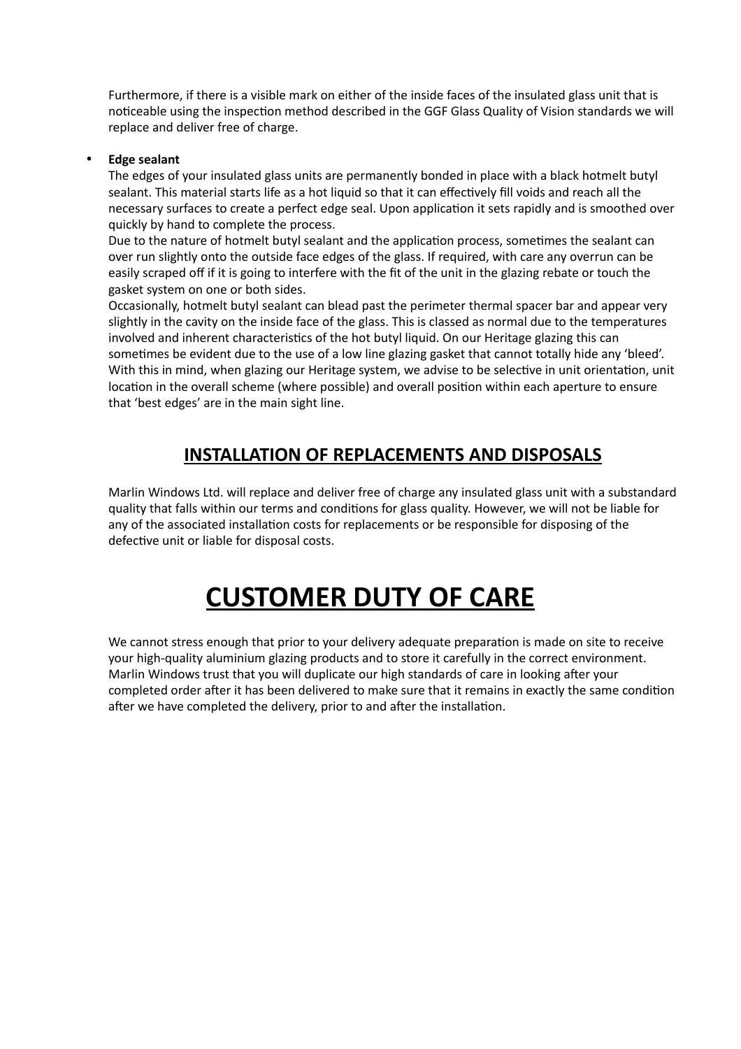Furthermore, if there is a visible mark on either of the inside faces of the insulated glass unit that is noticeable using the inspection method described in the GGF Glass Quality of Vision standards we will replace and deliver free of charge.

- **Edge sealant**
  The edges of your insulated glass units are permanently bonded in place with a black hotmelt butyl sealant. This material starts life as a hot liquid so that it can effectively fill voids and reach all the necessary surfaces to create a perfect edge seal. Upon application it sets rapidly and is smoothed over quickly by hand to complete the process.
  Due to the nature of hotmelt butyl sealant and the application process, sometimes the sealant can over run slightly onto the outside face edges of the glass. If required, with care any overrun can be easily scraped off if it is going to interfere with the fit of the unit in the glazing rebate or touch the gasket system on one or both sides.
  Occasionally, hotmelt butyl sealant can blead past the perimeter thermal spacer bar and appear very slightly in the cavity on the inside face of the glass. This is classed as normal due to the temperatures involved and inherent characteristics of the hot butyl liquid. On our Heritage glazing this can sometimes be evident due to the use of a low line glazing gasket that cannot totally hide any 'bleed'. With this in mind, when glazing our Heritage system, we advise to be selective in unit orientation, unit location in the overall scheme (where possible) and overall position within each aperture to ensure that 'best edges' are in the main sight line.

## INSTALLATION OF REPLACEMENTS AND DISPOSALS

Marlin Windows Ltd. will replace and deliver free of charge any insulated glass unit with a substandard quality that falls within our terms and conditions for glass quality. However, we will not be liable for any of the associated installation costs for replacements or be responsible for disposing of the defective unit or liable for disposal costs.

# CUSTOMER DUTY OF CARE

We cannot stress enough that prior to your delivery adequate preparation is made on site to receive your high-quality aluminium glazing products and to store it carefully in the correct environment. Marlin Windows trust that you will duplicate our high standards of care in looking after your completed order after it has been delivered to make sure that it remains in exactly the same condition after we have completed the delivery, prior to and after the installation.